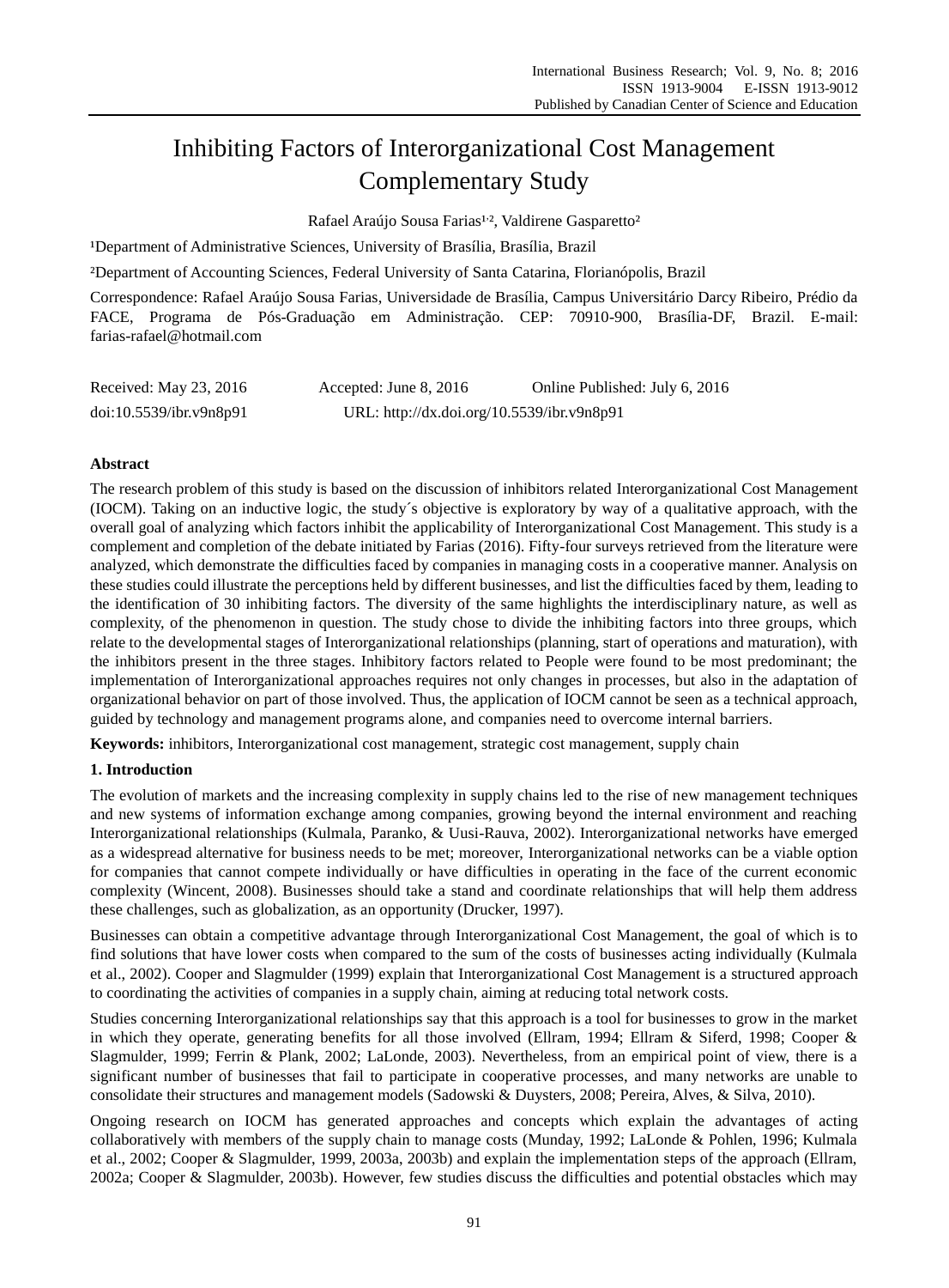# Inhibiting Factors of Interorganizational Cost Management Complementary Study

Rafael Araújo Sousa Farias[1,2], Valdirene Gasparetto[2]

[1]Department of Administrative Sciences, University of Brasília, Brasília, Brazil

[2]Department of Accounting Sciences, Federal University of Santa Catarina, Florianópolis, Brazil

Correspondence: Rafael Araújo Sousa Farias, Universidade de Brasília, Campus Universitário Darcy Ribeiro, Prédio da FACE, Programa de Pós-Graduação em Administração. CEP: 70910-900, Brasília-DF, Brazil. E-mail: farias-rafael@hotmail.com

Received: May 23, 2016 Accepted: June 8, 2016 Online Published: July 6, 2016

doi:10.5539/ibr.v9n8p91 URL: http://dx.doi.org/10.5539/ibr.v9n8p91

## Abstract

The research problem of this study is based on the discussion of inhibitors related Interorganizational Cost Management (IOCM). Taking on an inductive logic, the study´s objective is exploratory by way of a qualitative approach, with the overall goal of analyzing which factors inhibit the applicability of Interorganizational Cost Management. This study is a complement and completion of the debate initiated by Farias (2016). Fifty-four surveys retrieved from the literature were analyzed, which demonstrate the difficulties faced by companies in managing costs in a cooperative manner. Analysis on these studies could illustrate the perceptions held by different businesses, and list the difficulties faced by them, leading to the identification of 30 inhibiting factors. The diversity of the same highlights the interdisciplinary nature, as well as complexity, of the phenomenon in question. The study chose to divide the inhibiting factors into three groups, which relate to the developmental stages of Interorganizational relationships (planning, start of operations and maturation), with the inhibitors present in the three stages. Inhibitory factors related to People were found to be most predominant; the implementation of Interorganizational approaches requires not only changes in processes, but also in the adaptation of organizational behavior on part of those involved. Thus, the application of IOCM cannot be seen as a technical approach, guided by technology and management programs alone, and companies need to overcome internal barriers.

**Keywords:** inhibitors, Interorganizational cost management, strategic cost management, supply chain

## 1. Introduction

The evolution of markets and the increasing complexity in supply chains led to the rise of new management techniques and new systems of information exchange among companies, growing beyond the internal environment and reaching Interorganizational relationships (Kulmala, Paranko, & Uusi-Rauva, 2002). Interorganizational networks have emerged as a widespread alternative for business needs to be met; moreover, Interorganizational networks can be a viable option for companies that cannot compete individually or have difficulties in operating in the face of the current economic complexity (Wincent, 2008). Businesses should take a stand and coordinate relationships that will help them address these challenges, such as globalization, as an opportunity (Drucker, 1997).

Businesses can obtain a competitive advantage through Interorganizational Cost Management, the goal of which is to find solutions that have lower costs when compared to the sum of the costs of businesses acting individually (Kulmala et al., 2002). Cooper and Slagmulder (1999) explain that Interorganizational Cost Management is a structured approach to coordinating the activities of companies in a supply chain, aiming at reducing total network costs.

Studies concerning Interorganizational relationships say that this approach is a tool for businesses to grow in the market in which they operate, generating benefits for all those involved (Ellram, 1994; Ellram & Siferd, 1998; Cooper & Slagmulder, 1999; Ferrin & Plank, 2002; LaLonde, 2003). Nevertheless, from an empirical point of view, there is a significant number of businesses that fail to participate in cooperative processes, and many networks are unable to consolidate their structures and management models (Sadowski & Duysters, 2008; Pereira, Alves, & Silva, 2010).

Ongoing research on IOCM has generated approaches and concepts which explain the advantages of acting collaboratively with members of the supply chain to manage costs (Munday, 1992; LaLonde & Pohlen, 1996; Kulmala et al., 2002; Cooper & Slagmulder, 1999, 2003a, 2003b) and explain the implementation steps of the approach (Ellram, 2002a; Cooper & Slagmulder, 2003b). However, few studies discuss the difficulties and potential obstacles which may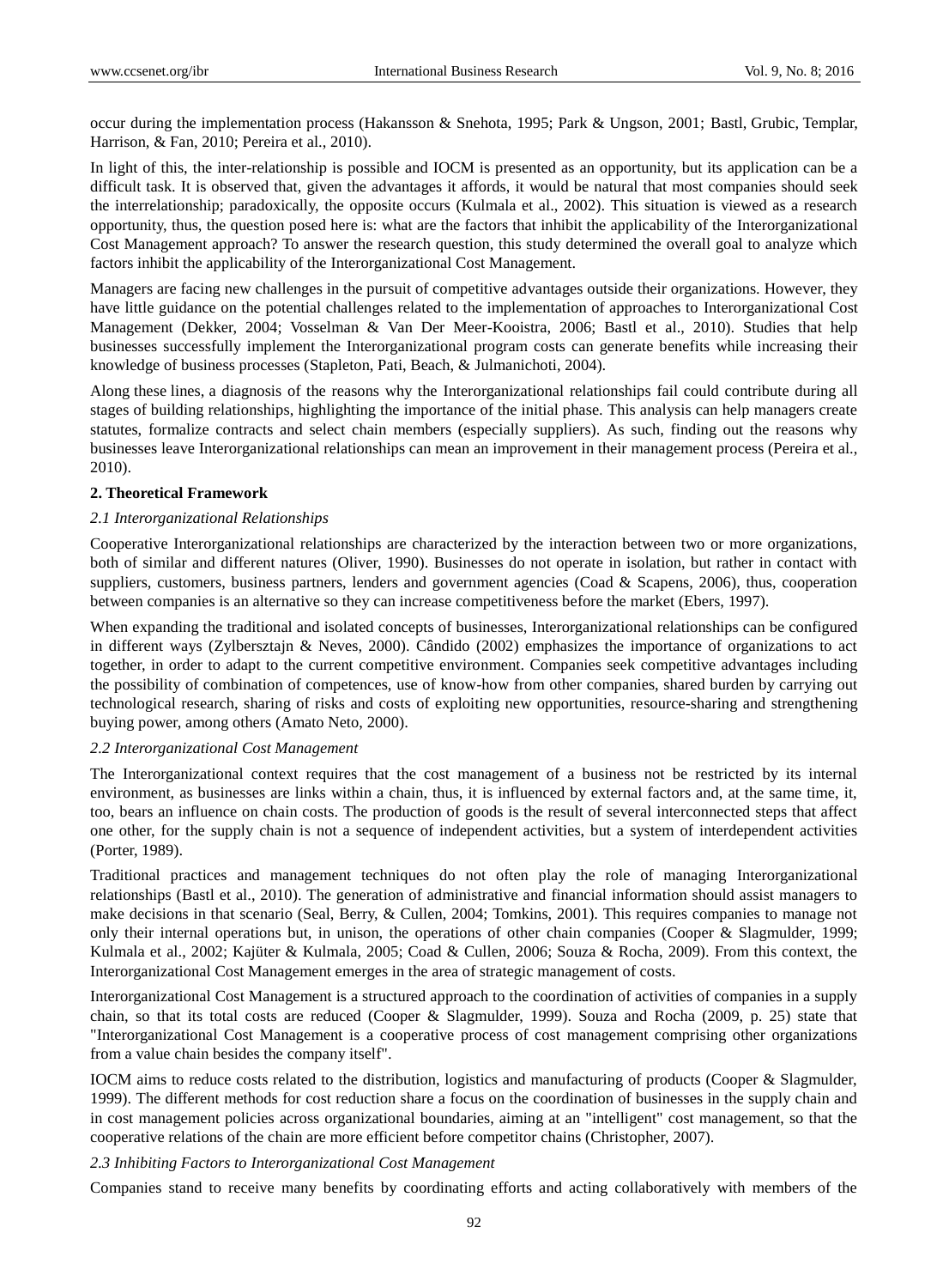occur during the implementation process (Hakansson & Snehota, 1995; Park & Ungson, 2001; Bastl, Grubic, Templar, Harrison, & Fan, 2010; Pereira et al., 2010).

In light of this, the inter-relationship is possible and IOCM is presented as an opportunity, but its application can be a difficult task. It is observed that, given the advantages it affords, it would be natural that most companies should seek the interrelationship; paradoxically, the opposite occurs (Kulmala et al., 2002). This situation is viewed as a research opportunity, thus, the question posed here is: what are the factors that inhibit the applicability of the Interorganizational Cost Management approach? To answer the research question, this study determined the overall goal to analyze which factors inhibit the applicability of the Interorganizational Cost Management.

Managers are facing new challenges in the pursuit of competitive advantages outside their organizations. However, they have little guidance on the potential challenges related to the implementation of approaches to Interorganizational Cost Management (Dekker, 2004; Vosselman & Van Der Meer-Kooistra, 2006; Bastl et al., 2010). Studies that help businesses successfully implement the Interorganizational program costs can generate benefits while increasing their knowledge of business processes (Stapleton, Pati, Beach, & Julmanichoti, 2004).

Along these lines, a diagnosis of the reasons why the Interorganizational relationships fail could contribute during all stages of building relationships, highlighting the importance of the initial phase. This analysis can help managers create statutes, formalize contracts and select chain members (especially suppliers). As such, finding out the reasons why businesses leave Interorganizational relationships can mean an improvement in their management process (Pereira et al., 2010).

## 2. Theoretical Framework

### *2.1 Interorganizational Relationships*

Cooperative Interorganizational relationships are characterized by the interaction between two or more organizations, both of similar and different natures (Oliver, 1990). Businesses do not operate in isolation, but rather in contact with suppliers, customers, business partners, lenders and government agencies (Coad & Scapens, 2006), thus, cooperation between companies is an alternative so they can increase competitiveness before the market (Ebers, 1997).

When expanding the traditional and isolated concepts of businesses, Interorganizational relationships can be configured in different ways (Zylbersztajn & Neves, 2000). Cândido (2002) emphasizes the importance of organizations to act together, in order to adapt to the current competitive environment. Companies seek competitive advantages including the possibility of combination of competences, use of know-how from other companies, shared burden by carrying out technological research, sharing of risks and costs of exploiting new opportunities, resource-sharing and strengthening buying power, among others (Amato Neto, 2000).

### *2.2 Interorganizational Cost Management*

The Interorganizational context requires that the cost management of a business not be restricted by its internal environment, as businesses are links within a chain, thus, it is influenced by external factors and, at the same time, it, too, bears an influence on chain costs. The production of goods is the result of several interconnected steps that affect one other, for the supply chain is not a sequence of independent activities, but a system of interdependent activities (Porter, 1989).

Traditional practices and management techniques do not often play the role of managing Interorganizational relationships (Bastl et al., 2010). The generation of administrative and financial information should assist managers to make decisions in that scenario (Seal, Berry, & Cullen, 2004; Tomkins, 2001). This requires companies to manage not only their internal operations but, in unison, the operations of other chain companies (Cooper & Slagmulder, 1999; Kulmala et al., 2002; Kajüter & Kulmala, 2005; Coad & Cullen, 2006; Souza & Rocha, 2009). From this context, the Interorganizational Cost Management emerges in the area of strategic management of costs.

Interorganizational Cost Management is a structured approach to the coordination of activities of companies in a supply chain, so that its total costs are reduced (Cooper & Slagmulder, 1999). Souza and Rocha (2009, p. 25) state that "Interorganizational Cost Management is a cooperative process of cost management comprising other organizations from a value chain besides the company itself".

IOCM aims to reduce costs related to the distribution, logistics and manufacturing of products (Cooper & Slagmulder, 1999). The different methods for cost reduction share a focus on the coordination of businesses in the supply chain and in cost management policies across organizational boundaries, aiming at an "intelligent" cost management, so that the cooperative relations of the chain are more efficient before competitor chains (Christopher, 2007).

### *2.3 Inhibiting Factors to Interorganizational Cost Management*

Companies stand to receive many benefits by coordinating efforts and acting collaboratively with members of the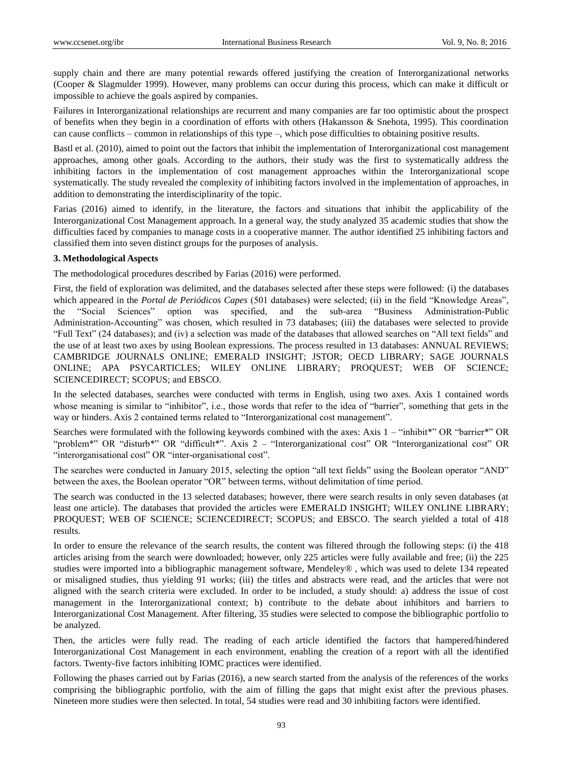supply chain and there are many potential rewards offered justifying the creation of Interorganizational networks (Cooper & Slagmulder 1999). However, many problems can occur during this process, which can make it difficult or impossible to achieve the goals aspired by companies.

Failures in Interorganizational relationships are recurrent and many companies are far too optimistic about the prospect of benefits when they begin in a coordination of efforts with others (Hakansson & Snehota, 1995). This coordination can cause conflicts – common in relationships of this type –, which pose difficulties to obtaining positive results.

Bastl et al. (2010), aimed to point out the factors that inhibit the implementation of Interorganizational cost management approaches, among other goals. According to the authors, their study was the first to systematically address the inhibiting factors in the implementation of cost management approaches within the Interorganizational scope systematically. The study revealed the complexity of inhibiting factors involved in the implementation of approaches, in addition to demonstrating the interdisciplinarity of the topic.

Farias (2016) aimed to identify, in the literature, the factors and situations that inhibit the applicability of the Interorganizational Cost Management approach. In a general way, the study analyzed 35 academic studies that show the difficulties faced by companies to manage costs in a cooperative manner. The author identified 25 inhibiting factors and classified them into seven distinct groups for the purposes of analysis.

## 3. Methodological Aspects

The methodological procedures described by Farias (2016) were performed.

First, the field of exploration was delimited, and the databases selected after these steps were followed: (i) the databases which appeared in the *Portal de Periódicos Capes* (501 databases) were selected; (ii) in the field "Knowledge Areas", the "Social Sciences" option was specified, and the sub-area "Business Administration-Public Administration-Accounting" was chosen, which resulted in 73 databases; (iii) the databases were selected to provide "Full Text" (24 databases); and (iv) a selection was made of the databases that allowed searches on "All text fields" and the use of at least two axes by using Boolean expressions. The process resulted in 13 databases: ANNUAL REVIEWS; CAMBRIDGE JOURNALS ONLINE; EMERALD INSIGHT; JSTOR; OECD LIBRARY; SAGE JOURNALS ONLINE; APA PSYCARTICLES; WILEY ONLINE LIBRARY; PROQUEST; WEB OF SCIENCE; SCIENCEDIRECT; SCOPUS; and EBSCO.

In the selected databases, searches were conducted with terms in English, using two axes. Axis 1 contained words whose meaning is similar to "inhibitor", i.e., those words that refer to the idea of "barrier", something that gets in the way or hinders. Axis 2 contained terms related to "Interorganizational cost management".

Searches were formulated with the following keywords combined with the axes: Axis 1 – "inhibit*" OR "barrier*" OR "problem*" OR "disturb*" OR "difficult*". Axis 2 – "Interorganizational cost" OR "Interorganizational cost" OR "interorganisational cost" OR "inter-organisational cost".

The searches were conducted in January 2015, selecting the option "all text fields" using the Boolean operator "AND" between the axes, the Boolean operator "OR" between terms, without delimitation of time period.

The search was conducted in the 13 selected databases; however, there were search results in only seven databases (at least one article). The databases that provided the articles were EMERALD INSIGHT; WILEY ONLINE LIBRARY; PROQUEST; WEB OF SCIENCE; SCIENCEDIRECT; SCOPUS; and EBSCO. The search yielded a total of 418 results.

In order to ensure the relevance of the search results, the content was filtered through the following steps: (i) the 418 articles arising from the search were downloaded; however, only 225 articles were fully available and free; (ii) the 225 studies were imported into a bibliographic management software, Mendeley® , which was used to delete 134 repeated or misaligned studies, thus yielding 91 works; (iii) the titles and abstracts were read, and the articles that were not aligned with the search criteria were excluded. In order to be included, a study should: a) address the issue of cost management in the Interorganizational context; b) contribute to the debate about inhibitors and barriers to Interorganizational Cost Management. After filtering, 35 studies were selected to compose the bibliographic portfolio to be analyzed.

Then, the articles were fully read. The reading of each article identified the factors that hampered/hindered Interorganizational Cost Management in each environment, enabling the creation of a report with all the identified factors. Twenty-five factors inhibiting IOMC practices were identified.

Following the phases carried out by Farias (2016), a new search started from the analysis of the references of the works comprising the bibliographic portfolio, with the aim of filling the gaps that might exist after the previous phases. Nineteen more studies were then selected. In total, 54 studies were read and 30 inhibiting factors were identified.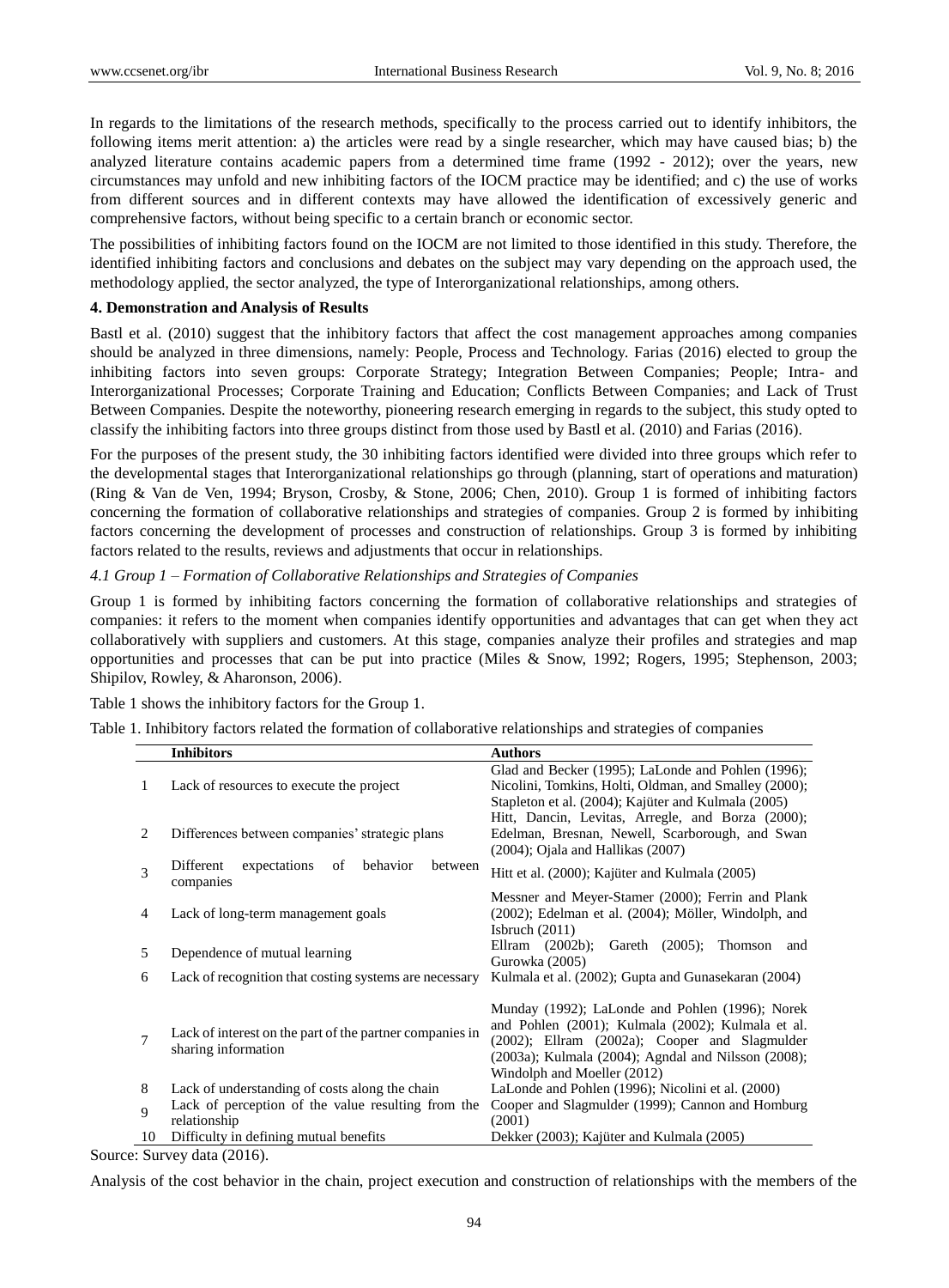In regards to the limitations of the research methods, specifically to the process carried out to identify inhibitors, the following items merit attention: a) the articles were read by a single researcher, which may have caused bias; b) the analyzed literature contains academic papers from a determined time frame (1992 - 2012); over the years, new circumstances may unfold and new inhibiting factors of the IOCM practice may be identified; and c) the use of works from different sources and in different contexts may have allowed the identification of excessively generic and comprehensive factors, without being specific to a certain branch or economic sector.

The possibilities of inhibiting factors found on the IOCM are not limited to those identified in this study. Therefore, the identified inhibiting factors and conclusions and debates on the subject may vary depending on the approach used, the methodology applied, the sector analyzed, the type of Interorganizational relationships, among others.

## 4. Demonstration and Analysis of Results

Bastl et al. (2010) suggest that the inhibitory factors that affect the cost management approaches among companies should be analyzed in three dimensions, namely: People, Process and Technology. Farias (2016) elected to group the inhibiting factors into seven groups: Corporate Strategy; Integration Between Companies; People; Intra- and Interorganizational Processes; Corporate Training and Education; Conflicts Between Companies; and Lack of Trust Between Companies. Despite the noteworthy, pioneering research emerging in regards to the subject, this study opted to classify the inhibiting factors into three groups distinct from those used by Bastl et al. (2010) and Farias (2016).

For the purposes of the present study, the 30 inhibiting factors identified were divided into three groups which refer to the developmental stages that Interorganizational relationships go through (planning, start of operations and maturation) (Ring & Van de Ven, 1994; Bryson, Crosby, & Stone, 2006; Chen, 2010). Group 1 is formed of inhibiting factors concerning the formation of collaborative relationships and strategies of companies. Group 2 is formed by inhibiting factors concerning the development of processes and construction of relationships. Group 3 is formed by inhibiting factors related to the results, reviews and adjustments that occur in relationships.

### *4.1 Group 1 – Formation of Collaborative Relationships and Strategies of Companies*

Group 1 is formed by inhibiting factors concerning the formation of collaborative relationships and strategies of companies: it refers to the moment when companies identify opportunities and advantages that can get when they act collaboratively with suppliers and customers. At this stage, companies analyze their profiles and strategies and map opportunities and processes that can be put into practice (Miles & Snow, 1992; Rogers, 1995; Stephenson, 2003; Shipilov, Rowley, & Aharonson, 2006).

Table 1 shows the inhibitory factors for the Group 1.

Table 1. Inhibitory factors related the formation of collaborative relationships and strategies of companies

| | Inhibitors | Authors |
|---|---|---|
| 1 | Lack of resources to execute the project | Glad and Becker (1995); LaLonde and Pohlen (1996); Nicolini, Tomkins, Holti, Oldman, and Smalley (2000); Stapleton et al. (2004); Kajüter and Kulmala (2005) |
| 2 | Differences between companies' strategic plans | Hitt, Dancin, Levitas, Arregle, and Borza (2000); Edelman, Bresnan, Newell, Scarborough, and Swan (2004); Ojala and Hallikas (2007) |
| 3 | Different expectations of behavior between companies | Hitt et al. (2000); Kajüter and Kulmala (2005) |
| 4 | Lack of long-term management goals | Messner and Meyer-Stamer (2000); Ferrin and Plank (2002); Edelman et al. (2004); Möller, Windolph, and Isbruch (2011) |
| 5 | Dependence of mutual learning | Ellram (2002b); Gareth (2005); Thomson and Gurowka (2005) |
| 6 | Lack of recognition that costing systems are necessary | Kulmala et al. (2002); Gupta and Gunasekaran (2004) |
| 7 | Lack of interest on the part of the partner companies in sharing information | Munday (1992); LaLonde and Pohlen (1996); Norek and Pohlen (2001); Kulmala (2002); Kulmala et al. (2002); Ellram (2002a); Cooper and Slagmulder (2003a); Kulmala (2004); Agndal and Nilsson (2008); Windolph and Moeller (2012) |
| 8 | Lack of understanding of costs along the chain | LaLonde and Pohlen (1996); Nicolini et al. (2000) |
| 9 | Lack of perception of the value resulting from the relationship | Cooper and Slagmulder (1999); Cannon and Homburg (2001) |
| 10 | Difficulty in defining mutual benefits | Dekker (2003); Kajüter and Kulmala (2005) |

Source: Survey data (2016).

Analysis of the cost behavior in the chain, project execution and construction of relationships with the members of the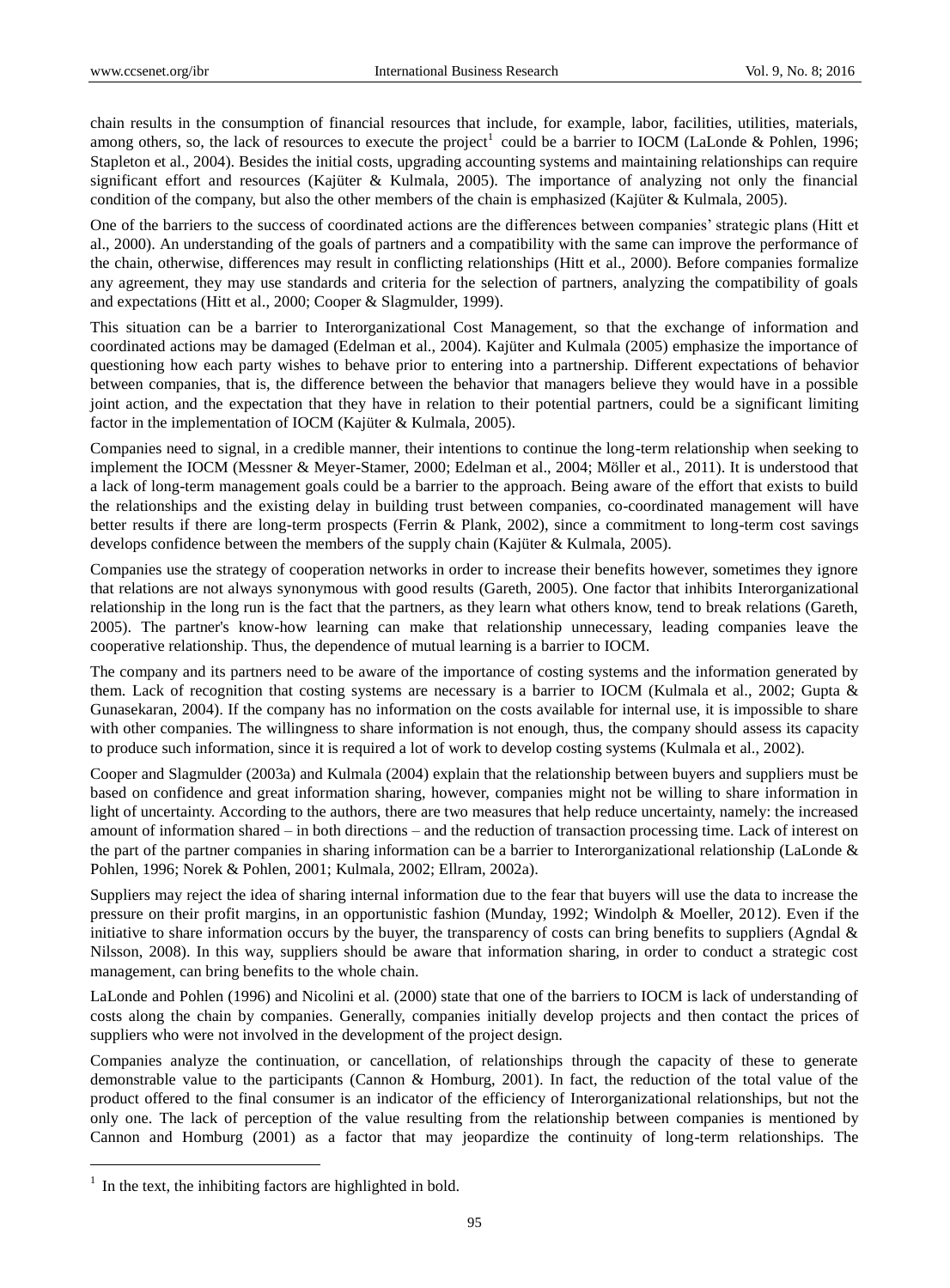chain results in the consumption of financial resources that include, for example, labor, facilities, utilities, materials, among others, so, the lack of resources to execute the project[1] could be a barrier to IOCM (LaLonde & Pohlen, 1996; Stapleton et al., 2004). Besides the initial costs, upgrading accounting systems and maintaining relationships can require significant effort and resources (Kajüter & Kulmala, 2005). The importance of analyzing not only the financial condition of the company, but also the other members of the chain is emphasized (Kajüter & Kulmala, 2005).

One of the barriers to the success of coordinated actions are the differences between companies' strategic plans (Hitt et al., 2000). An understanding of the goals of partners and a compatibility with the same can improve the performance of the chain, otherwise, differences may result in conflicting relationships (Hitt et al., 2000). Before companies formalize any agreement, they may use standards and criteria for the selection of partners, analyzing the compatibility of goals and expectations (Hitt et al., 2000; Cooper & Slagmulder, 1999).

This situation can be a barrier to Interorganizational Cost Management, so that the exchange of information and coordinated actions may be damaged (Edelman et al., 2004). Kajüter and Kulmala (2005) emphasize the importance of questioning how each party wishes to behave prior to entering into a partnership. Different expectations of behavior between companies, that is, the difference between the behavior that managers believe they would have in a possible joint action, and the expectation that they have in relation to their potential partners, could be a significant limiting factor in the implementation of IOCM (Kajüter & Kulmala, 2005).

Companies need to signal, in a credible manner, their intentions to continue the long-term relationship when seeking to implement the IOCM (Messner & Meyer-Stamer, 2000; Edelman et al., 2004; Möller et al., 2011). It is understood that a lack of long-term management goals could be a barrier to the approach. Being aware of the effort that exists to build the relationships and the existing delay in building trust between companies, co-coordinated management will have better results if there are long-term prospects (Ferrin & Plank, 2002), since a commitment to long-term cost savings develops confidence between the members of the supply chain (Kajüter & Kulmala, 2005).

Companies use the strategy of cooperation networks in order to increase their benefits however, sometimes they ignore that relations are not always synonymous with good results (Gareth, 2005). One factor that inhibits Interorganizational relationship in the long run is the fact that the partners, as they learn what others know, tend to break relations (Gareth, 2005). The partner's know-how learning can make that relationship unnecessary, leading companies leave the cooperative relationship. Thus, the dependence of mutual learning is a barrier to IOCM.

The company and its partners need to be aware of the importance of costing systems and the information generated by them. Lack of recognition that costing systems are necessary is a barrier to IOCM (Kulmala et al., 2002; Gupta & Gunasekaran, 2004). If the company has no information on the costs available for internal use, it is impossible to share with other companies. The willingness to share information is not enough, thus, the company should assess its capacity to produce such information, since it is required a lot of work to develop costing systems (Kulmala et al., 2002).

Cooper and Slagmulder (2003a) and Kulmala (2004) explain that the relationship between buyers and suppliers must be based on confidence and great information sharing, however, companies might not be willing to share information in light of uncertainty. According to the authors, there are two measures that help reduce uncertainty, namely: the increased amount of information shared – in both directions – and the reduction of transaction processing time. Lack of interest on the part of the partner companies in sharing information can be a barrier to Interorganizational relationship (LaLonde & Pohlen, 1996; Norek & Pohlen, 2001; Kulmala, 2002; Ellram, 2002a).

Suppliers may reject the idea of sharing internal information due to the fear that buyers will use the data to increase the pressure on their profit margins, in an opportunistic fashion (Munday, 1992; Windolph & Moeller, 2012). Even if the initiative to share information occurs by the buyer, the transparency of costs can bring benefits to suppliers (Agndal & Nilsson, 2008). In this way, suppliers should be aware that information sharing, in order to conduct a strategic cost management, can bring benefits to the whole chain.

LaLonde and Pohlen (1996) and Nicolini et al. (2000) state that one of the barriers to IOCM is lack of understanding of costs along the chain by companies. Generally, companies initially develop projects and then contact the prices of suppliers who were not involved in the development of the project design.

Companies analyze the continuation, or cancellation, of relationships through the capacity of these to generate demonstrable value to the participants (Cannon & Homburg, 2001). In fact, the reduction of the total value of the product offered to the final consumer is an indicator of the efficiency of Interorganizational relationships, but not the only one. The lack of perception of the value resulting from the relationship between companies is mentioned by Cannon and Homburg (2001) as a factor that may jeopardize the continuity of long-term relationships. The

[1] In the text, the inhibiting factors are highlighted in bold.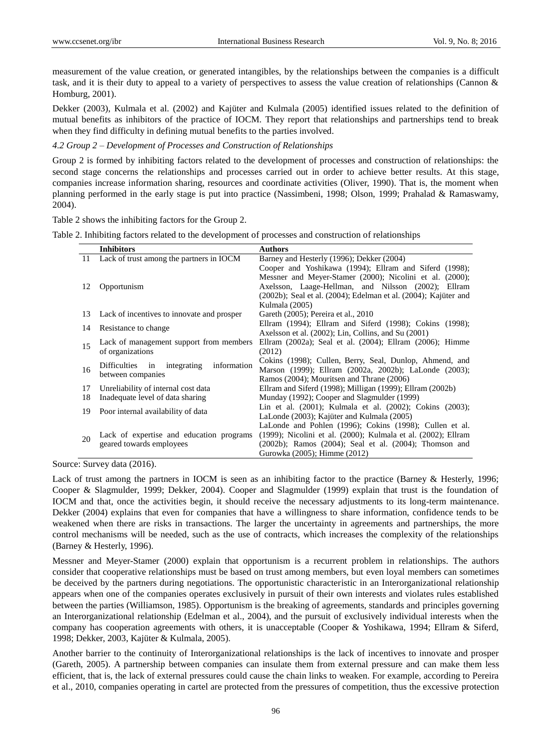measurement of the value creation, or generated intangibles, by the relationships between the companies is a difficult task, and it is their duty to appeal to a variety of perspectives to assess the value creation of relationships (Cannon & Homburg, 2001).

Dekker (2003), Kulmala et al. (2002) and Kajüter and Kulmala (2005) identified issues related to the definition of mutual benefits as inhibitors of the practice of IOCM. They report that relationships and partnerships tend to break when they find difficulty in defining mutual benefits to the parties involved.

*4.2 Group 2 – Development of Processes and Construction of Relationships*

Group 2 is formed by inhibiting factors related to the development of processes and construction of relationships: the second stage concerns the relationships and processes carried out in order to achieve better results. At this stage, companies increase information sharing, resources and coordinate activities (Oliver, 1990). That is, the moment when planning performed in the early stage is put into practice (Nassimbeni, 1998; Olson, 1999; Prahalad & Ramaswamy, 2004).

Table 2 shows the inhibiting factors for the Group 2.

Table 2. Inhibiting factors related to the development of processes and construction of relationships

| | Inhibitors | Authors |
|---|---|---|
| 11 | Lack of trust among the partners in IOCM | Barney and Hesterly (1996); Dekker (2004) |
| 12 | Opportunism | Cooper and Yoshikawa (1994); Ellram and Siferd (1998); Messner and Meyer-Stamer (2000); Nicolini et al. (2000); Axelsson, Laage-Hellman, and Nilsson (2002); Ellram (2002b); Seal et al. (2004); Edelman et al. (2004); Kajüter and Kulmala (2005) |
| 13 | Lack of incentives to innovate and prosper | Gareth (2005); Pereira et al., 2010 |
| 14 | Resistance to change | Ellram (1994); Ellram and Siferd (1998); Cokins (1998); Axelsson et al. (2002); Lin, Collins, and Su (2001) |
| 15 | Lack of management support from members of organizations | Ellram (2002a); Seal et al. (2004); Ellram (2006); Himme (2012) |
| 16 | Difficulties in integrating information between companies | Cokins (1998); Cullen, Berry, Seal, Dunlop, Ahmend, and Marson (1999); Ellram (2002a, 2002b); LaLonde (2003); Ramos (2004); Mouritsen and Thrane (2006) |
| 17 | Unreliability of internal cost data | Ellram and Siferd (1998); Milligan (1999); Ellram (2002b) |
| 18 | Inadequate level of data sharing | Munday (1992); Cooper and Slagmulder (1999) |
| 19 | Poor internal availability of data | Lin et al. (2001); Kulmala et al. (2002); Cokins (2003); LaLonde (2003); Kajüter and Kulmala (2005) |
| 20 | Lack of expertise and education programs geared towards employees | LaLonde and Pohlen (1996); Cokins (1998); Cullen et al. (1999); Nicolini et al. (2000); Kulmala et al. (2002); Ellram (2002b); Ramos (2004); Seal et al. (2004); Thomson and Gurowka (2005); Himme (2012) |

Source: Survey data (2016).

Lack of trust among the partners in IOCM is seen as an inhibiting factor to the practice (Barney & Hesterly, 1996; Cooper & Slagmulder, 1999; Dekker, 2004). Cooper and Slagmulder (1999) explain that trust is the foundation of IOCM and that, once the activities begin, it should receive the necessary adjustments to its long-term maintenance. Dekker (2004) explains that even for companies that have a willingness to share information, confidence tends to be weakened when there are risks in transactions. The larger the uncertainty in agreements and partnerships, the more control mechanisms will be needed, such as the use of contracts, which increases the complexity of the relationships (Barney & Hesterly, 1996).

Messner and Meyer-Stamer (2000) explain that opportunism is a recurrent problem in relationships. The authors consider that cooperative relationships must be based on trust among members, but even loyal members can sometimes be deceived by the partners during negotiations. The opportunistic characteristic in an Interorganizational relationship appears when one of the companies operates exclusively in pursuit of their own interests and violates rules established between the parties (Williamson, 1985). Opportunism is the breaking of agreements, standards and principles governing an Interorganizational relationship (Edelman et al., 2004), and the pursuit of exclusively individual interests when the company has cooperation agreements with others, it is unacceptable (Cooper & Yoshikawa, 1994; Ellram & Siferd, 1998; Dekker, 2003, Kajüter & Kulmala, 2005).

Another barrier to the continuity of Interorganizational relationships is the lack of incentives to innovate and prosper (Gareth, 2005). A partnership between companies can insulate them from external pressure and can make them less efficient, that is, the lack of external pressures could cause the chain links to weaken. For example, according to Pereira et al., 2010, companies operating in cartel are protected from the pressures of competition, thus the excessive protection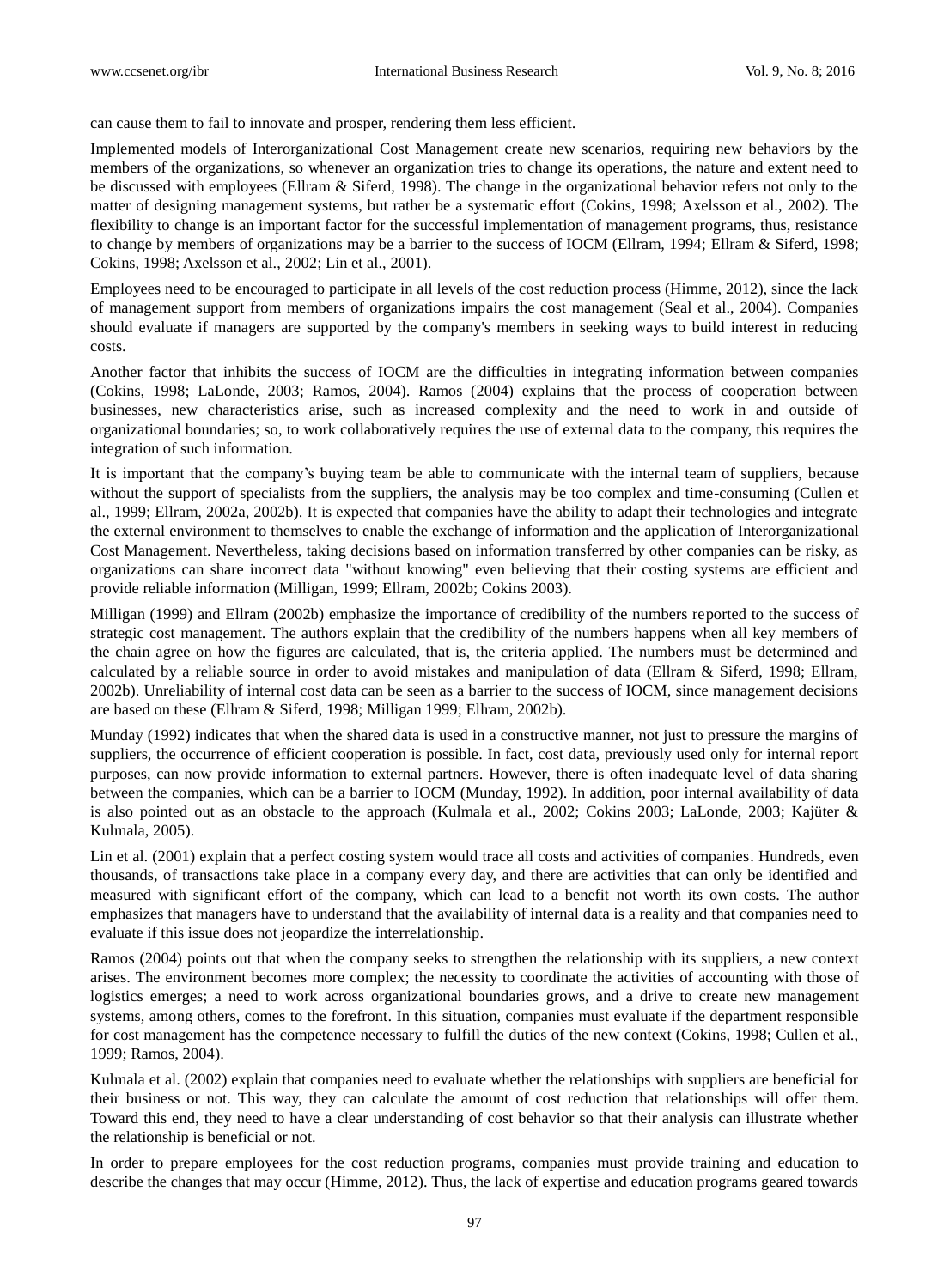can cause them to fail to innovate and prosper, rendering them less efficient.

Implemented models of Interorganizational Cost Management create new scenarios, requiring new behaviors by the members of the organizations, so whenever an organization tries to change its operations, the nature and extent need to be discussed with employees (Ellram & Siferd, 1998). The change in the organizational behavior refers not only to the matter of designing management systems, but rather be a systematic effort (Cokins, 1998; Axelsson et al., 2002). The flexibility to change is an important factor for the successful implementation of management programs, thus, resistance to change by members of organizations may be a barrier to the success of IOCM (Ellram, 1994; Ellram & Siferd, 1998; Cokins, 1998; Axelsson et al., 2002; Lin et al., 2001).

Employees need to be encouraged to participate in all levels of the cost reduction process (Himme, 2012), since the lack of management support from members of organizations impairs the cost management (Seal et al., 2004). Companies should evaluate if managers are supported by the company's members in seeking ways to build interest in reducing costs.

Another factor that inhibits the success of IOCM are the difficulties in integrating information between companies (Cokins, 1998; LaLonde, 2003; Ramos, 2004). Ramos (2004) explains that the process of cooperation between businesses, new characteristics arise, such as increased complexity and the need to work in and outside of organizational boundaries; so, to work collaboratively requires the use of external data to the company, this requires the integration of such information.

It is important that the company's buying team be able to communicate with the internal team of suppliers, because without the support of specialists from the suppliers, the analysis may be too complex and time-consuming (Cullen et al., 1999; Ellram, 2002a, 2002b). It is expected that companies have the ability to adapt their technologies and integrate the external environment to themselves to enable the exchange of information and the application of Interorganizational Cost Management. Nevertheless, taking decisions based on information transferred by other companies can be risky, as organizations can share incorrect data "without knowing" even believing that their costing systems are efficient and provide reliable information (Milligan, 1999; Ellram, 2002b; Cokins 2003).

Milligan (1999) and Ellram (2002b) emphasize the importance of credibility of the numbers reported to the success of strategic cost management. The authors explain that the credibility of the numbers happens when all key members of the chain agree on how the figures are calculated, that is, the criteria applied. The numbers must be determined and calculated by a reliable source in order to avoid mistakes and manipulation of data (Ellram & Siferd, 1998; Ellram, 2002b). Unreliability of internal cost data can be seen as a barrier to the success of IOCM, since management decisions are based on these (Ellram & Siferd, 1998; Milligan 1999; Ellram, 2002b).

Munday (1992) indicates that when the shared data is used in a constructive manner, not just to pressure the margins of suppliers, the occurrence of efficient cooperation is possible. In fact, cost data, previously used only for internal report purposes, can now provide information to external partners. However, there is often inadequate level of data sharing between the companies, which can be a barrier to IOCM (Munday, 1992). In addition, poor internal availability of data is also pointed out as an obstacle to the approach (Kulmala et al., 2002; Cokins 2003; LaLonde, 2003; Kajüter & Kulmala, 2005).

Lin et al. (2001) explain that a perfect costing system would trace all costs and activities of companies. Hundreds, even thousands, of transactions take place in a company every day, and there are activities that can only be identified and measured with significant effort of the company, which can lead to a benefit not worth its own costs. The author emphasizes that managers have to understand that the availability of internal data is a reality and that companies need to evaluate if this issue does not jeopardize the interrelationship.

Ramos (2004) points out that when the company seeks to strengthen the relationship with its suppliers, a new context arises. The environment becomes more complex; the necessity to coordinate the activities of accounting with those of logistics emerges; a need to work across organizational boundaries grows, and a drive to create new management systems, among others, comes to the forefront. In this situation, companies must evaluate if the department responsible for cost management has the competence necessary to fulfill the duties of the new context (Cokins, 1998; Cullen et al., 1999; Ramos, 2004).

Kulmala et al. (2002) explain that companies need to evaluate whether the relationships with suppliers are beneficial for their business or not. This way, they can calculate the amount of cost reduction that relationships will offer them. Toward this end, they need to have a clear understanding of cost behavior so that their analysis can illustrate whether the relationship is beneficial or not.

In order to prepare employees for the cost reduction programs, companies must provide training and education to describe the changes that may occur (Himme, 2012). Thus, the lack of expertise and education programs geared towards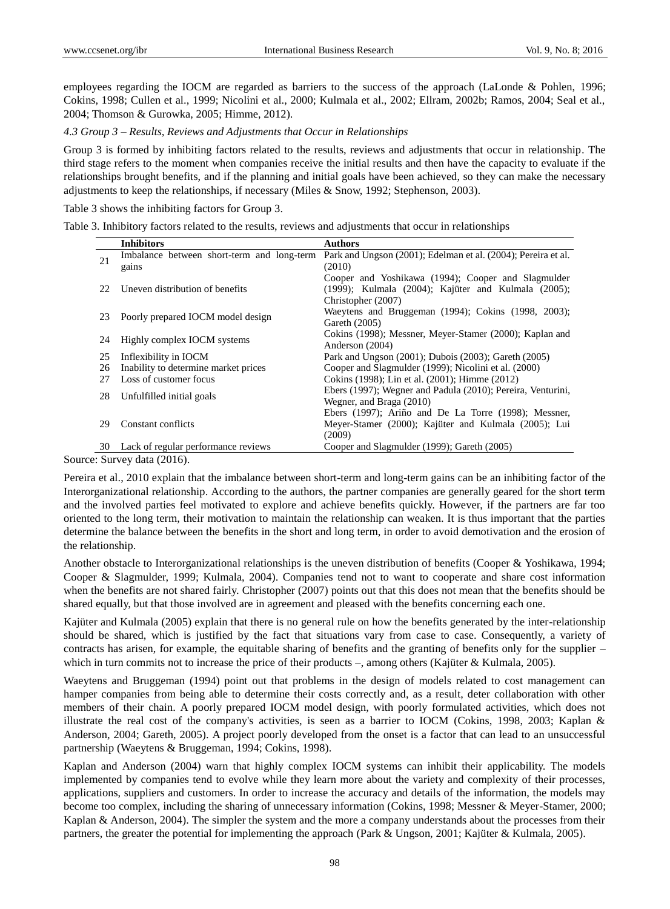employees regarding the IOCM are regarded as barriers to the success of the approach (LaLonde & Pohlen, 1996; Cokins, 1998; Cullen et al., 1999; Nicolini et al., 2000; Kulmala et al., 2002; Ellram, 2002b; Ramos, 2004; Seal et al., 2004; Thomson & Gurowka, 2005; Himme, 2012).

### *4.3 Group 3 – Results, Reviews and Adjustments that Occur in Relationships*

Group 3 is formed by inhibiting factors related to the results, reviews and adjustments that occur in relationship. The third stage refers to the moment when companies receive the initial results and then have the capacity to evaluate if the relationships brought benefits, and if the planning and initial goals have been achieved, so they can make the necessary adjustments to keep the relationships, if necessary (Miles & Snow, 1992; Stephenson, 2003).

Table 3 shows the inhibiting factors for Group 3.

Table 3. Inhibitory factors related to the results, reviews and adjustments that occur in relationships

| | Inhibitors | Authors |
|---|---|---|
| 21 | Imbalance between short-term and long-term gains | Park and Ungson (2001); Edelman et al. (2004); Pereira et al. (2010) |
| 22 | Uneven distribution of benefits | Cooper and Yoshikawa (1994); Cooper and Slagmulder (1999); Kulmala (2004); Kajüter and Kulmala (2005); Christopher (2007) |
| 23 | Poorly prepared IOCM model design | Waeytens and Bruggeman (1994); Cokins (1998, 2003); Gareth (2005) |
| 24 | Highly complex IOCM systems | Cokins (1998); Messner, Meyer-Stamer (2000); Kaplan and Anderson (2004) |
| 25 | Inflexibility in IOCM | Park and Ungson (2001); Dubois (2003); Gareth (2005) |
| 26 | Inability to determine market prices | Cooper and Slagmulder (1999); Nicolini et al. (2000) |
| 27 | Loss of customer focus | Cokins (1998); Lin et al. (2001); Himme (2012) |
| 28 | Unfulfilled initial goals | Ebers (1997); Wegner and Padula (2010); Pereira, Venturini, Wegner, and Braga (2010) |
| 29 | Constant conflicts | Ebers (1997); Ariño and De La Torre (1998); Messner, Meyer-Stamer (2000); Kajüter and Kulmala (2005); Lui (2009) |
| 30 | Lack of regular performance reviews | Cooper and Slagmulder (1999); Gareth (2005) |

Source: Survey data (2016).

Pereira et al., 2010 explain that the imbalance between short-term and long-term gains can be an inhibiting factor of the Interorganizational relationship. According to the authors, the partner companies are generally geared for the short term and the involved parties feel motivated to explore and achieve benefits quickly. However, if the partners are far too oriented to the long term, their motivation to maintain the relationship can weaken. It is thus important that the parties determine the balance between the benefits in the short and long term, in order to avoid demotivation and the erosion of the relationship.

Another obstacle to Interorganizational relationships is the uneven distribution of benefits (Cooper & Yoshikawa, 1994; Cooper & Slagmulder, 1999; Kulmala, 2004). Companies tend not to want to cooperate and share cost information when the benefits are not shared fairly. Christopher (2007) points out that this does not mean that the benefits should be shared equally, but that those involved are in agreement and pleased with the benefits concerning each one.

Kajüter and Kulmala (2005) explain that there is no general rule on how the benefits generated by the inter-relationship should be shared, which is justified by the fact that situations vary from case to case. Consequently, a variety of contracts has arisen, for example, the equitable sharing of benefits and the granting of benefits only for the supplier – which in turn commits not to increase the price of their products –, among others (Kajüter & Kulmala, 2005).

Waeytens and Bruggeman (1994) point out that problems in the design of models related to cost management can hamper companies from being able to determine their costs correctly and, as a result, deter collaboration with other members of their chain. A poorly prepared IOCM model design, with poorly formulated activities, which does not illustrate the real cost of the company's activities, is seen as a barrier to IOCM (Cokins, 1998, 2003; Kaplan & Anderson, 2004; Gareth, 2005). A project poorly developed from the onset is a factor that can lead to an unsuccessful partnership (Waeytens & Bruggeman, 1994; Cokins, 1998).

Kaplan and Anderson (2004) warn that highly complex IOCM systems can inhibit their applicability. The models implemented by companies tend to evolve while they learn more about the variety and complexity of their processes, applications, suppliers and customers. In order to increase the accuracy and details of the information, the models may become too complex, including the sharing of unnecessary information (Cokins, 1998; Messner & Meyer-Stamer, 2000; Kaplan & Anderson, 2004). The simpler the system and the more a company understands about the processes from their partners, the greater the potential for implementing the approach (Park & Ungson, 2001; Kajüter & Kulmala, 2005).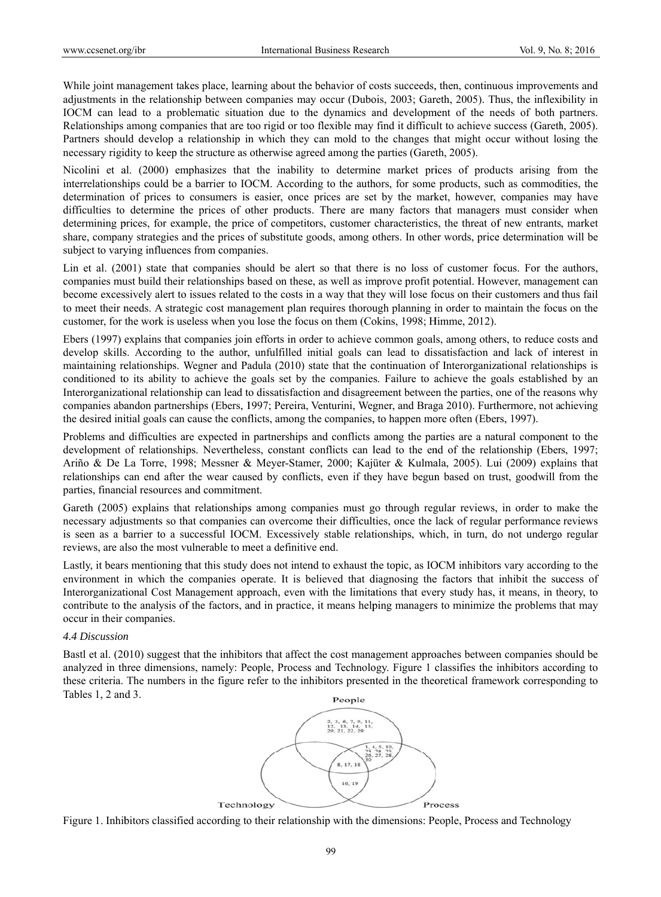While joint management takes place, learning about the behavior of costs succeeds, then, continuous improvements and adjustments in the relationship between companies may occur (Dubois, 2003; Gareth, 2005). Thus, the inflexibility in IOCM can lead to a problematic situation due to the dynamics and development of the needs of both partners. Relationships among companies that are too rigid or too flexible may find it difficult to achieve success (Gareth, 2005). Partners should develop a relationship in which they can mold to the changes that might occur without losing the necessary rigidity to keep the structure as otherwise agreed among the parties (Gareth, 2005).

Nicolini et al. (2000) emphasizes that the inability to determine market prices of products arising from the interrelationships could be a barrier to IOCM. According to the authors, for some products, such as commodities, the determination of prices to consumers is easier, once prices are set by the market, however, companies may have difficulties to determine the prices of other products. There are many factors that managers must consider when determining prices, for example, the price of competitors, customer characteristics, the threat of new entrants, market share, company strategies and the prices of substitute goods, among others. In other words, price determination will be subject to varying influences from companies.

Lin et al. (2001) state that companies should be alert so that there is no loss of customer focus. For the authors, companies must build their relationships based on these, as well as improve profit potential. However, management can become excessively alert to issues related to the costs in a way that they will lose focus on their customers and thus fail to meet their needs. A strategic cost management plan requires thorough planning in order to maintain the focus on the customer, for the work is useless when you lose the focus on them (Cokins, 1998; Himme, 2012).

Ebers (1997) explains that companies join efforts in order to achieve common goals, among others, to reduce costs and develop skills. According to the author, unfulfilled initial goals can lead to dissatisfaction and lack of interest in maintaining relationships. Wegner and Padula (2010) state that the continuation of Interorganizational relationships is conditioned to its ability to achieve the goals set by the companies. Failure to achieve the goals established by an Interorganizational relationship can lead to dissatisfaction and disagreement between the parties, one of the reasons why companies abandon partnerships (Ebers, 1997; Pereira, Venturini, Wegner, and Braga 2010). Furthermore, not achieving the desired initial goals can cause the conflicts, among the companies, to happen more often (Ebers, 1997).

Problems and difficulties are expected in partnerships and conflicts among the parties are a natural component to the development of relationships. Nevertheless, constant conflicts can lead to the end of the relationship (Ebers, 1997; Ariño & De La Torre, 1998; Messner & Meyer-Stamer, 2000; Kajüter & Kulmala, 2005). Lui (2009) explains that relationships can end after the wear caused by conflicts, even if they have begun based on trust, goodwill from the parties, financial resources and commitment.

Gareth (2005) explains that relationships among companies must go through regular reviews, in order to make the necessary adjustments so that companies can overcome their difficulties, once the lack of regular performance reviews is seen as a barrier to a successful IOCM. Excessively stable relationships, which, in turn, do not undergo regular reviews, are also the most vulnerable to meet a definitive end.

Lastly, it bears mentioning that this study does not intend to exhaust the topic, as IOCM inhibitors vary according to the environment in which the companies operate. It is believed that diagnosing the factors that inhibit the success of Interorganizational Cost Management approach, even with the limitations that every study has, it means, in theory, to contribute to the analysis of the factors, and in practice, it means helping managers to minimize the problems that may occur in their companies.

### *4.4 Discussion*

Bastl et al. (2010) suggest that the inhibitors that affect the cost management approaches between companies should be analyzed in three dimensions, namely: People, Process and Technology. Figure 1 classifies the inhibitors according to these criteria. The numbers in the figure refer to the inhibitors presented in the theoretical framework corresponding to Tables 1, 2 and 3.

People: 2, 3, 6, 7, 9, 11, 12, 13, 14, 15, 20, 21, 22, 29

People ∩ Process: 1, 4, 5, 10, 23, 24, 25, 26, 27, 28, 30

People ∩ Process ∩ Technology: 8, 17, 18

Process ∩ Technology: 16, 19

Technology

Process

Figure 1. Inhibitors classified according to their relationship with the dimensions: People, Process and Technology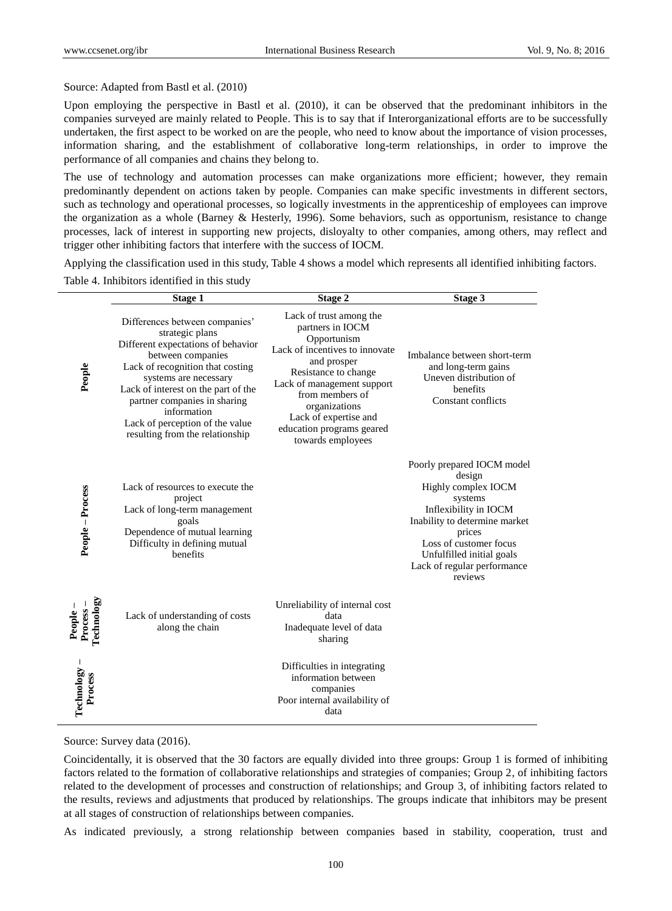Source: Adapted from Bastl et al. (2010)

Upon employing the perspective in Bastl et al. (2010), it can be observed that the predominant inhibitors in the companies surveyed are mainly related to People. This is to say that if Interorganizational efforts are to be successfully undertaken, the first aspect to be worked on are the people, who need to know about the importance of vision processes, information sharing, and the establishment of collaborative long-term relationships, in order to improve the performance of all companies and chains they belong to.

The use of technology and automation processes can make organizations more efficient; however, they remain predominantly dependent on actions taken by people. Companies can make specific investments in different sectors, such as technology and operational processes, so logically investments in the apprenticeship of employees can improve the organization as a whole (Barney & Hesterly, 1996). Some behaviors, such as opportunism, resistance to change processes, lack of interest in supporting new projects, disloyalty to other companies, among others, may reflect and trigger other inhibiting factors that interfere with the success of IOCM.

Applying the classification used in this study, Table 4 shows a model which represents all identified inhibiting factors.

Table 4. Inhibitors identified in this study

| | Stage 1 | Stage 2 | Stage 3 |
|---|---|---|---|
| **People** | Differences between companies' strategic plans<br>Different expectations of behavior between companies<br>Lack of recognition that costing systems are necessary<br>Lack of interest on the part of the partner companies in sharing information<br>Lack of perception of the value resulting from the relationship | Lack of trust among the partners in IOCM<br>Opportunism<br>Lack of incentives to innovate and prosper<br>Resistance to change<br>Lack of management support from members of organizations<br>Lack of expertise and education programs geared towards employees | Imbalance between short-term and long-term gains<br>Uneven distribution of benefits<br>Constant conflicts |
| **People – Process** | Lack of resources to execute the project<br>Lack of long-term management goals<br>Dependence of mutual learning<br>Difficulty in defining mutual benefits | | Poorly prepared IOCM model design<br>Highly complex IOCM systems<br>Inflexibility in IOCM<br>Inability to determine market prices<br>Loss of customer focus<br>Unfulfilled initial goals<br>Lack of regular performance reviews |
| **People – Process – Technology** | Lack of understanding of costs along the chain | Unreliability of internal cost data<br>Inadequate level of data sharing | |
| **Technology – Process** | | Difficulties in integrating information between companies<br>Poor internal availability of data | |

Source: Survey data (2016).

Coincidentally, it is observed that the 30 factors are equally divided into three groups: Group 1 is formed of inhibiting factors related to the formation of collaborative relationships and strategies of companies; Group 2, of inhibiting factors related to the development of processes and construction of relationships; and Group 3, of inhibiting factors related to the results, reviews and adjustments that produced by relationships. The groups indicate that inhibitors may be present at all stages of construction of relationships between companies.

As indicated previously, a strong relationship between companies based in stability, cooperation, trust and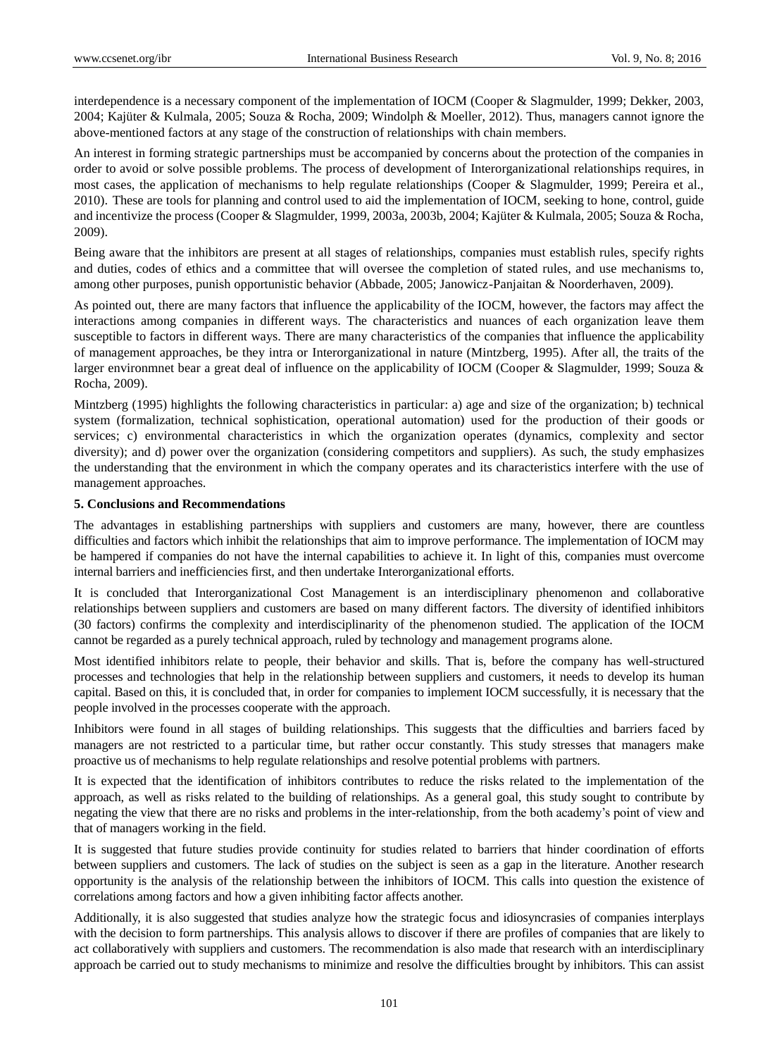interdependence is a necessary component of the implementation of IOCM (Cooper & Slagmulder, 1999; Dekker, 2003, 2004; Kajüter & Kulmala, 2005; Souza & Rocha, 2009; Windolph & Moeller, 2012). Thus, managers cannot ignore the above-mentioned factors at any stage of the construction of relationships with chain members.

An interest in forming strategic partnerships must be accompanied by concerns about the protection of the companies in order to avoid or solve possible problems. The process of development of Interorganizational relationships requires, in most cases, the application of mechanisms to help regulate relationships (Cooper & Slagmulder, 1999; Pereira et al., 2010). These are tools for planning and control used to aid the implementation of IOCM, seeking to hone, control, guide and incentivize the process (Cooper & Slagmulder, 1999, 2003a, 2003b, 2004; Kajüter & Kulmala, 2005; Souza & Rocha, 2009).

Being aware that the inhibitors are present at all stages of relationships, companies must establish rules, specify rights and duties, codes of ethics and a committee that will oversee the completion of stated rules, and use mechanisms to, among other purposes, punish opportunistic behavior (Abbade, 2005; Janowicz-Panjaitan & Noorderhaven, 2009).

As pointed out, there are many factors that influence the applicability of the IOCM, however, the factors may affect the interactions among companies in different ways. The characteristics and nuances of each organization leave them susceptible to factors in different ways. There are many characteristics of the companies that influence the applicability of management approaches, be they intra or Interorganizational in nature (Mintzberg, 1995). After all, the traits of the larger environmnet bear a great deal of influence on the applicability of IOCM (Cooper & Slagmulder, 1999; Souza & Rocha, 2009).

Mintzberg (1995) highlights the following characteristics in particular: a) age and size of the organization; b) technical system (formalization, technical sophistication, operational automation) used for the production of their goods or services; c) environmental characteristics in which the organization operates (dynamics, complexity and sector diversity); and d) power over the organization (considering competitors and suppliers). As such, the study emphasizes the understanding that the environment in which the company operates and its characteristics interfere with the use of management approaches.

**5. Conclusions and Recommendations**

The advantages in establishing partnerships with suppliers and customers are many, however, there are countless difficulties and factors which inhibit the relationships that aim to improve performance. The implementation of IOCM may be hampered if companies do not have the internal capabilities to achieve it. In light of this, companies must overcome internal barriers and inefficiencies first, and then undertake Interorganizational efforts.

It is concluded that Interorganizational Cost Management is an interdisciplinary phenomenon and collaborative relationships between suppliers and customers are based on many different factors. The diversity of identified inhibitors (30 factors) confirms the complexity and interdisciplinarity of the phenomenon studied. The application of the IOCM cannot be regarded as a purely technical approach, ruled by technology and management programs alone.

Most identified inhibitors relate to people, their behavior and skills. That is, before the company has well-structured processes and technologies that help in the relationship between suppliers and customers, it needs to develop its human capital. Based on this, it is concluded that, in order for companies to implement IOCM successfully, it is necessary that the people involved in the processes cooperate with the approach.

Inhibitors were found in all stages of building relationships. This suggests that the difficulties and barriers faced by managers are not restricted to a particular time, but rather occur constantly. This study stresses that managers make proactive us of mechanisms to help regulate relationships and resolve potential problems with partners.

It is expected that the identification of inhibitors contributes to reduce the risks related to the implementation of the approach, as well as risks related to the building of relationships. As a general goal, this study sought to contribute by negating the view that there are no risks and problems in the inter-relationship, from the both academy's point of view and that of managers working in the field.

It is suggested that future studies provide continuity for studies related to barriers that hinder coordination of efforts between suppliers and customers. The lack of studies on the subject is seen as a gap in the literature. Another research opportunity is the analysis of the relationship between the inhibitors of IOCM. This calls into question the existence of correlations among factors and how a given inhibiting factor affects another.

Additionally, it is also suggested that studies analyze how the strategic focus and idiosyncrasies of companies interplays with the decision to form partnerships. This analysis allows to discover if there are profiles of companies that are likely to act collaboratively with suppliers and customers. The recommendation is also made that research with an interdisciplinary approach be carried out to study mechanisms to minimize and resolve the difficulties brought by inhibitors. This can assist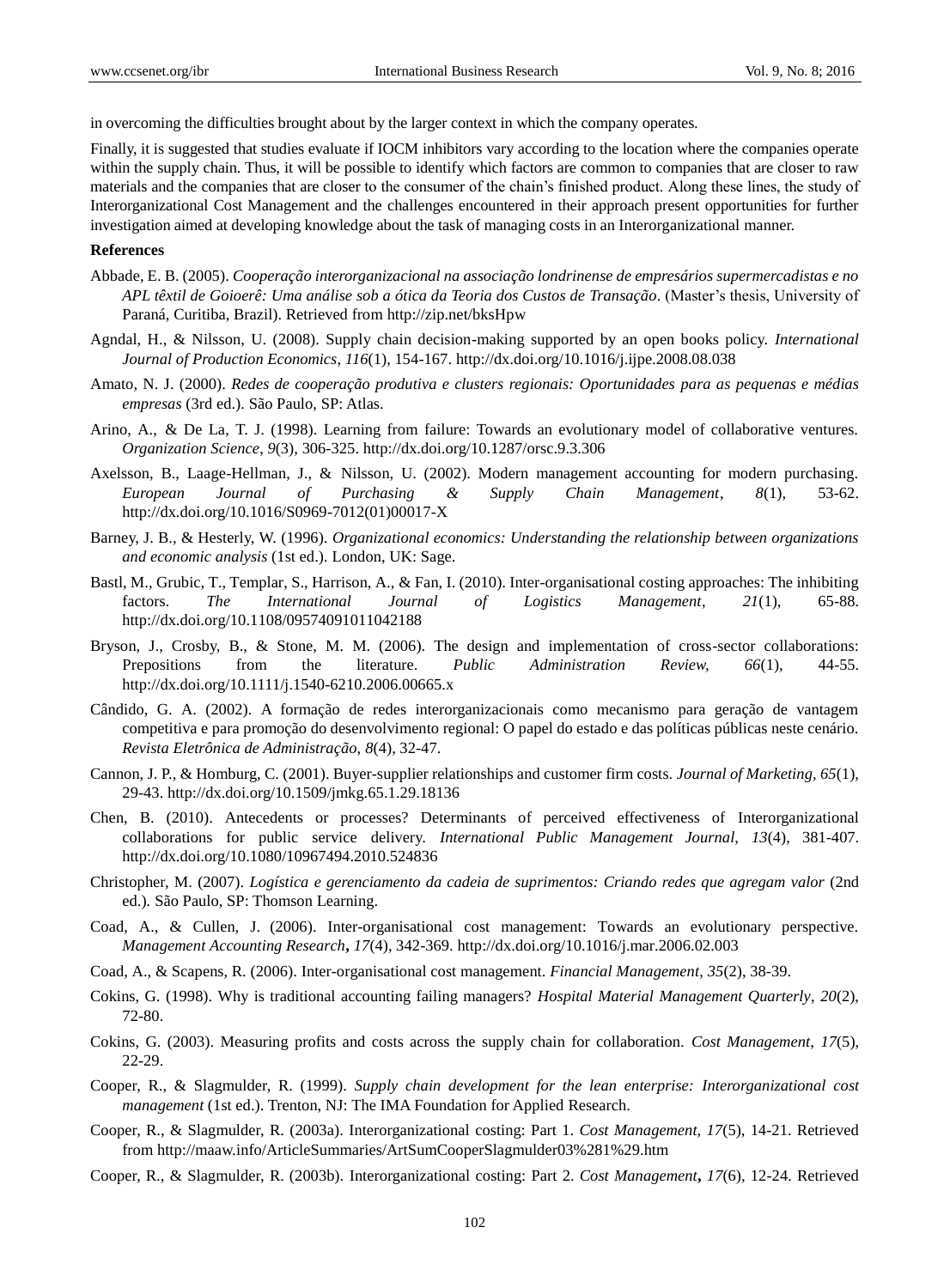in overcoming the difficulties brought about by the larger context in which the company operates.

Finally, it is suggested that studies evaluate if IOCM inhibitors vary according to the location where the companies operate within the supply chain. Thus, it will be possible to identify which factors are common to companies that are closer to raw materials and the companies that are closer to the consumer of the chain's finished product. Along these lines, the study of Interorganizational Cost Management and the challenges encountered in their approach present opportunities for further investigation aimed at developing knowledge about the task of managing costs in an Interorganizational manner.

**References**

Abbade, E. B. (2005). *Cooperação interorganizacional na associação londrinense de empresários supermercadistas e no APL têxtil de Goioerê: Uma análise sob a ótica da Teoria dos Custos de Transação*. (Master's thesis, University of Paraná, Curitiba, Brazil). Retrieved from http://zip.net/bksHpw

Agndal, H., & Nilsson, U. (2008). Supply chain decision-making supported by an open books policy. *International Journal of Production Economics*, *116*(1), 154-167. http://dx.doi.org/10.1016/j.ijpe.2008.08.038

Amato, N. J. (2000). *Redes de cooperação produtiva e clusters regionais: Oportunidades para as pequenas e médias empresas* (3rd ed.). São Paulo, SP: Atlas.

Arino, A., & De La, T. J. (1998). Learning from failure: Towards an evolutionary model of collaborative ventures. *Organization Science*, *9*(3), 306-325. http://dx.doi.org/10.1287/orsc.9.3.306

Axelsson, B., Laage-Hellman, J., & Nilsson, U. (2002). Modern management accounting for modern purchasing. *European Journal of Purchasing & Supply Chain Management*, *8*(1), 53-62. http://dx.doi.org/10.1016/S0969-7012(01)00017-X

Barney, J. B., & Hesterly, W. (1996). *Organizational economics: Understanding the relationship between organizations and economic analysis* (1st ed.). London, UK: Sage.

Bastl, M., Grubic, T., Templar, S., Harrison, A., & Fan, I. (2010). Inter-organisational costing approaches: The inhibiting factors. *The International Journal of Logistics Management*, *21*(1), 65-88. http://dx.doi.org/10.1108/09574091011042188

Bryson, J., Crosby, B., & Stone, M. M. (2006). The design and implementation of cross-sector collaborations: Prepositions from the literature. *Public Administration Review, 66*(1), 44-55. http://dx.doi.org/10.1111/j.1540-6210.2006.00665.x

Cândido, G. A. (2002). A formação de redes interorganizacionais como mecanismo para geração de vantagem competitiva e para promoção do desenvolvimento regional: O papel do estado e das políticas públicas neste cenário. *Revista Eletrônica de Administração, 8*(4), 32-47.

Cannon, J. P., & Homburg, C. (2001). Buyer-supplier relationships and customer firm costs. *Journal of Marketing, 65*(1), 29-43. http://dx.doi.org/10.1509/jmkg.65.1.29.18136

Chen, B. (2010). Antecedents or processes? Determinants of perceived effectiveness of Interorganizational collaborations for public service delivery. *International Public Management Journal, 13*(4), 381-407. http://dx.doi.org/10.1080/10967494.2010.524836

Christopher, M. (2007). *Logística e gerenciamento da cadeia de suprimentos: Criando redes que agregam valor* (2nd ed.). São Paulo, SP: Thomson Learning.

Coad, A., & Cullen, J. (2006). Inter-organisational cost management: Towards an evolutionary perspective. *Management Accounting Research***,** *17*(4), 342-369. http://dx.doi.org/10.1016/j.mar.2006.02.003

Coad, A., & Scapens, R. (2006). Inter-organisational cost management. *Financial Management*, *35*(2), 38-39.

Cokins, G. (1998). Why is traditional accounting failing managers? *Hospital Material Management Quarterly*, *20*(2), 72-80.

Cokins, G. (2003). Measuring profits and costs across the supply chain for collaboration. *Cost Management*, *17*(5), 22-29.

Cooper, R., & Slagmulder, R. (1999). *Supply chain development for the lean enterprise: Interorganizational cost management* (1st ed.). Trenton, NJ: The IMA Foundation for Applied Research.

Cooper, R., & Slagmulder, R. (2003a). Interorganizational costing: Part 1. *Cost Management, 17*(5), 14-21. Retrieved from http://maaw.info/ArticleSummaries/ArtSumCooperSlagmulder03%281%29.htm

Cooper, R., & Slagmulder, R. (2003b). Interorganizational costing: Part 2. *Cost Management***,** *17*(6), 12-24. Retrieved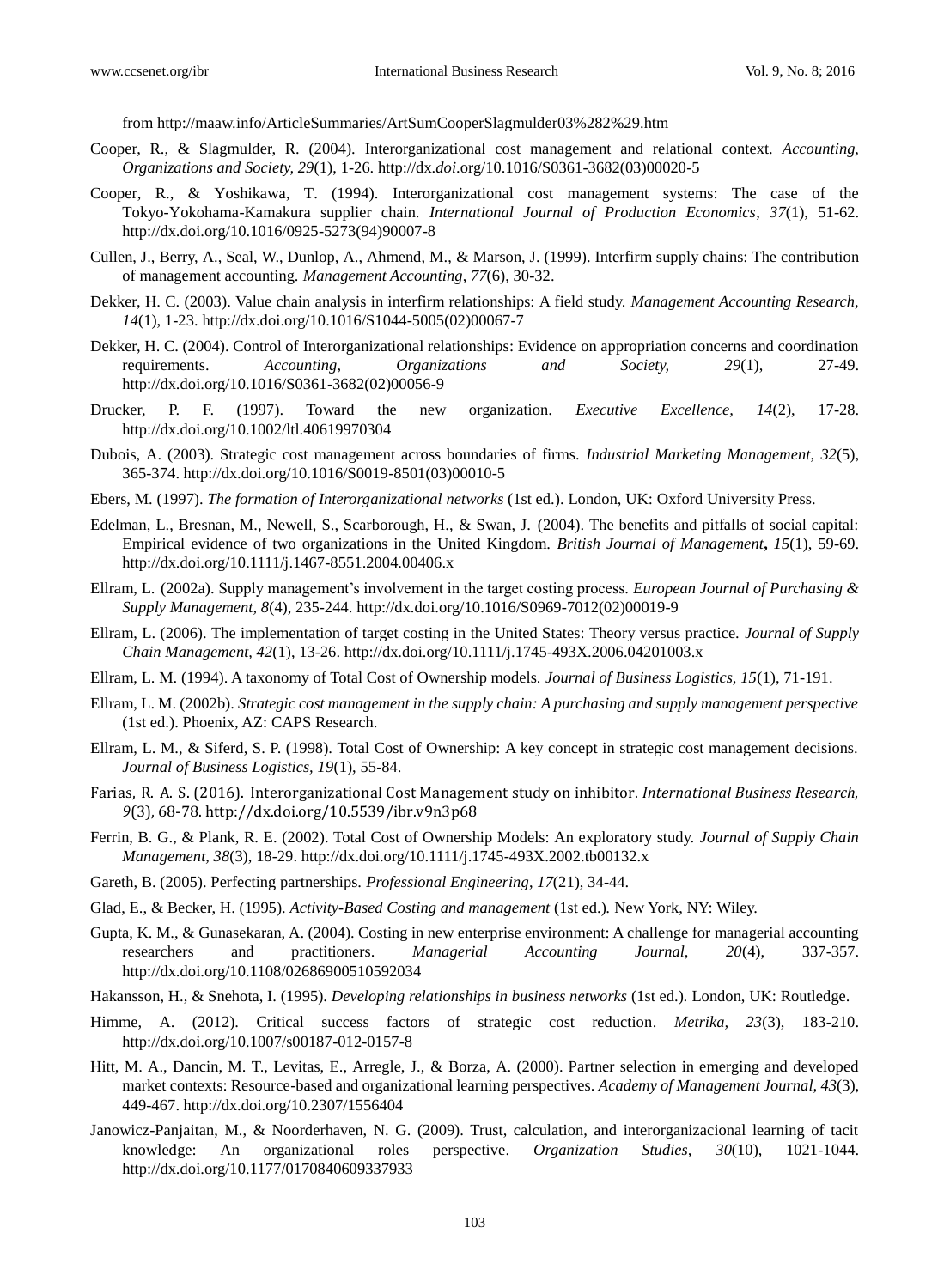from http://maaw.info/ArticleSummaries/ArtSumCooperSlagmulder03%282%29.htm

Cooper, R., & Slagmulder, R. (2004). Interorganizational cost management and relational context. *Accounting, Organizations and Society, 29*(1), 1-26. http://dx.*doi*.org/10.1016/S0361-3682(03)00020-5

Cooper, R., & Yoshikawa, T. (1994). Interorganizational cost management systems: The case of the Tokyo-Yokohama-Kamakura supplier chain. *International Journal of Production Economics*, *37*(1), 51-62. http://dx.doi.org/10.1016/0925-5273(94)90007-8

Cullen, J., Berry, A., Seal, W., Dunlop, A., Ahmend, M., & Marson, J. (1999). Interfirm supply chains: The contribution of management accounting. *Management Accounting*, *77*(6), 30-32.

Dekker, H. C. (2003). Value chain analysis in interfirm relationships: A field study. *Management Accounting Research*, *14*(1), 1-23. http://dx.doi.org/10.1016/S1044-5005(02)00067-7

Dekker, H. C. (2004). Control of Interorganizational relationships: Evidence on appropriation concerns and coordination requirements. *Accounting, Organizations and Society, 29*(1), 27-49. http://dx.doi.org/10.1016/S0361-3682(02)00056-9

Drucker, P. F. (1997). Toward the new organization. *Executive Excellence, 14*(2), 17-28. http://dx.doi.org/10.1002/ltl.40619970304

Dubois, A. (2003). Strategic cost management across boundaries of firms. *Industrial Marketing Management*, *32*(5), 365-374. http://dx.doi.org/10.1016/S0019-8501(03)00010-5

Ebers, M. (1997). *The formation of Interorganizational networks* (1st ed.). London, UK: Oxford University Press.

Edelman, L., Bresnan, M., Newell, S., Scarborough, H., & Swan, J. (2004). The benefits and pitfalls of social capital: Empirical evidence of two organizations in the United Kingdom. *British Journal of Management***,** *15*(1), 59-69. http://dx.doi.org/10.1111/j.1467-8551.2004.00406.x

Ellram, L. (2002a). Supply management's involvement in the target costing process. *European Journal of Purchasing & Supply Management, 8*(4), 235-244. http://dx.doi.org/10.1016/S0969-7012(02)00019-9

Ellram, L. (2006). The implementation of target costing in the United States: Theory versus practice. *Journal of Supply Chain Management, 42*(1), 13-26. http://dx.doi.org/10.1111/j.1745-493X.2006.04201003.x

Ellram, L. M. (1994). A taxonomy of Total Cost of Ownership models. *Journal of Business Logistics, 15*(1), 71-191.

Ellram, L. M. (2002b). *Strategic cost management in the supply chain: A purchasing and supply management perspective* (1st ed.). Phoenix, AZ: CAPS Research.

Ellram, L. M., & Siferd, S. P. (1998). Total Cost of Ownership: A key concept in strategic cost management decisions. *Journal of Business Logistics, 19*(1), 55-84.

Farias, R. A. S. (2016). Interorganizational Cost Management study on inhibitor. *International Business Research, 9*(3), 68-78. http://dx.doi.org/10.5539/ibr.v9n3p68

Ferrin, B. G., & Plank, R. E. (2002). Total Cost of Ownership Models: An exploratory study. *Journal of Supply Chain Management, 38*(3), 18-29. http://dx.doi.org/10.1111/j.1745-493X.2002.tb00132.x

Gareth, B. (2005). Perfecting partnerships. *Professional Engineering*, *17*(21), 34-44.

Glad, E., & Becker, H. (1995). *Activity-Based Costing and management* (1st ed.)*.* New York, NY: Wiley.

Gupta, K. M., & Gunasekaran, A. (2004). Costing in new enterprise environment: A challenge for managerial accounting researchers and practitioners. *Managerial Accounting Journal, 20*(4), 337-357. http://dx.doi.org/10.1108/02686900510592034

Hakansson, H., & Snehota, I. (1995). *Developing relationships in business networks* (1st ed.). London, UK: Routledge.

Himme, A. (2012). Critical success factors of strategic cost reduction. *Metrika, 23*(3), 183-210. http://dx.doi.org/10.1007/s00187-012-0157-8

Hitt, M. A., Dancin, M. T., Levitas, E., Arregle, J., & Borza, A. (2000). Partner selection in emerging and developed market contexts: Resource-based and organizational learning perspectives. *Academy of Management Journal, 43*(3), 449-467. http://dx.doi.org/10.2307/1556404

Janowicz-Panjaitan, M., & Noorderhaven, N. G. (2009). Trust, calculation, and interorganizacional learning of tacit knowledge: An organizational roles perspective. *Organization Studies, 30*(10), 1021-1044. http://dx.doi.org/10.1177/0170840609337933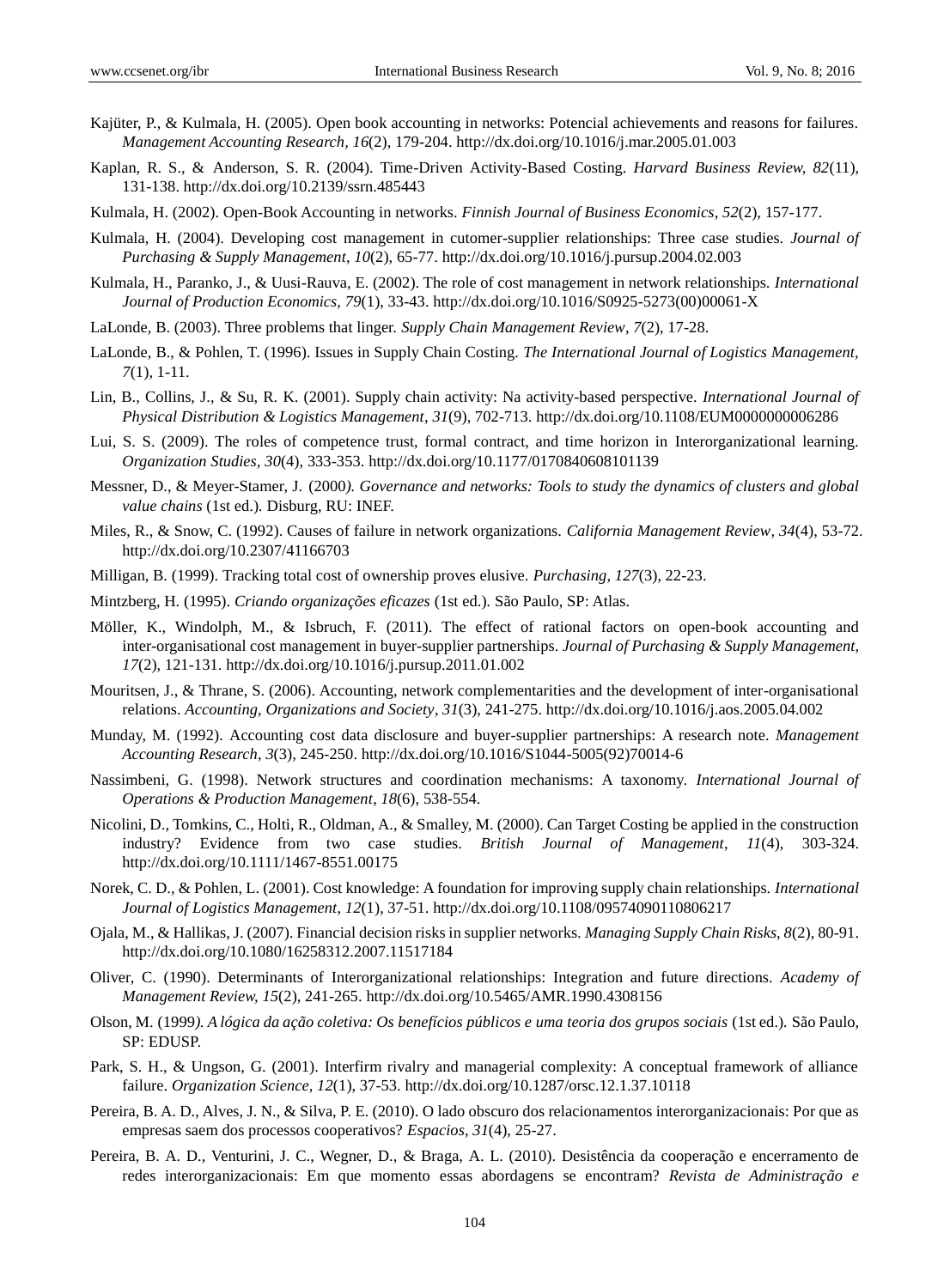Kajüter, P., & Kulmala, H. (2005). Open book accounting in networks: Potencial achievements and reasons for failures. *Management Accounting Research, 16*(2), 179-204. http://dx.doi.org/10.1016/j.mar.2005.01.003

Kaplan, R. S., & Anderson, S. R. (2004). Time-Driven Activity-Based Costing. *Harvard Business Review, 82*(11), 131-138. http://dx.doi.org/10.2139/ssrn.485443

Kulmala, H. (2002). Open-Book Accounting in networks. *Finnish Journal of Business Economics*, *52*(2), 157-177.

Kulmala, H. (2004). Developing cost management in cutomer-supplier relationships: Three case studies. *Journal of Purchasing & Supply Management, 10*(2), 65-77. http://dx.doi.org/10.1016/j.pursup.2004.02.003

Kulmala, H., Paranko, J., & Uusi-Rauva, E. (2002). The role of cost management in network relationships. *International Journal of Production Economics, 79*(1), 33-43. http://dx.doi.org/10.1016/S0925-5273(00)00061-X

LaLonde, B. (2003). Three problems that linger. *Supply Chain Management Review*, *7*(2), 17-28.

LaLonde, B., & Pohlen, T. (1996). Issues in Supply Chain Costing. *The International Journal of Logistics Management, 7*(1), 1-11.

Lin, B., Collins, J., & Su, R. K. (2001). Supply chain activity: Na activity-based perspective. *International Journal of Physical Distribution & Logistics Management*, *31*(9), 702-713. http://dx.doi.org/10.1108/EUM0000000006286

Lui, S. S. (2009). The roles of competence trust, formal contract, and time horizon in Interorganizational learning. *Organization Studies, 30*(4), 333-353. http://dx.doi.org/10.1177/0170840608101139

Messner, D., & Meyer-Stamer, J. (2000*). Governance and networks: Tools to study the dynamics of clusters and global value chains* (1st ed.)*.* Disburg, RU: INEF.

Miles, R., & Snow, C. (1992). Causes of failure in network organizations. *California Management Review, 34*(4), 53-72. http://dx.doi.org/10.2307/41166703

Milligan, B. (1999). Tracking total cost of ownership proves elusive. *Purchasing*, *127*(3), 22-23.

Mintzberg, H. (1995). *Criando organizações eficazes* (1st ed.)*.* São Paulo, SP: Atlas.

Möller, K., Windolph, M., & Isbruch, F. (2011). The effect of rational factors on open-book accounting and inter-organisational cost management in buyer-supplier partnerships. *Journal of Purchasing & Supply Management, 17*(2), 121-131. http://dx.doi.org/10.1016/j.pursup.2011.01.002

Mouritsen, J., & Thrane, S. (2006). Accounting, network complementarities and the development of inter-organisational relations. *Accounting, Organizations and Society*, *31*(3), 241-275. http://dx.doi.org/10.1016/j.aos.2005.04.002

Munday, M. (1992). Accounting cost data disclosure and buyer-supplier partnerships: A research note. *Management Accounting Research*, *3*(3), 245-250. http://dx.doi.org/10.1016/S1044-5005(92)70014-6

Nassimbeni, G. (1998). Network structures and coordination mechanisms: A taxonomy. *International Journal of Operations & Production Management, 18*(6), 538-554.

Nicolini, D., Tomkins, C., Holti, R., Oldman, A., & Smalley, M. (2000). Can Target Costing be applied in the construction industry? Evidence from two case studies. *British Journal of Management*, *11*(4), 303-324. http://dx.doi.org/10.1111/1467-8551.00175

Norek, C. D., & Pohlen, L. (2001). Cost knowledge: A foundation for improving supply chain relationships. *International Journal of Logistics Management, 12*(1), 37-51. http://dx.doi.org/10.1108/09574090110806217

Ojala, M., & Hallikas, J. (2007). Financial decision risks in supplier networks. *Managing Supply Chain Risks*, *8*(2), 80-91. http://dx.doi.org/10.1080/16258312.2007.11517184

Oliver, C. (1990). Determinants of Interorganizational relationships: Integration and future directions. *Academy of Management Review, 15*(2), 241-265. http://dx.doi.org/10.5465/AMR.1990.4308156

Olson, M. (1999*). A lógica da ação coletiva: Os benefícios públicos e uma teoria dos grupos sociais* (1st ed.)*.* São Paulo, SP: EDUSP.

Park, S. H., & Ungson, G. (2001). Interfirm rivalry and managerial complexity: A conceptual framework of alliance failure. *Organization Science, 12*(1), 37-53. http://dx.doi.org/10.1287/orsc.12.1.37.10118

Pereira, B. A. D., Alves, J. N., & Silva, P. E. (2010). O lado obscuro dos relacionamentos interorganizacionais: Por que as empresas saem dos processos cooperativos? *Espacios*, *31*(4), 25-27.

Pereira, B. A. D., Venturini, J. C., Wegner, D., & Braga, A. L. (2010). Desistência da cooperação e encerramento de redes interorganizacionais: Em que momento essas abordagens se encontram? *Revista de Administração e*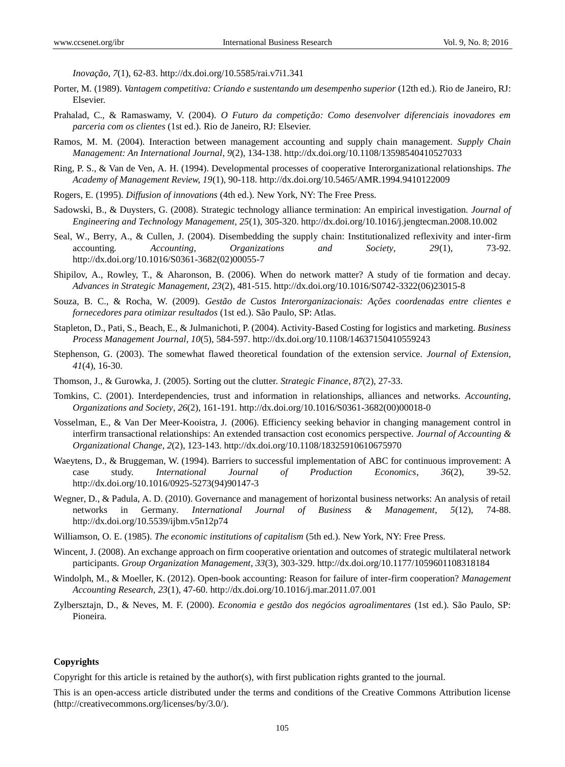*Inovação, 7*(1), 62-83. http://dx.doi.org/10.5585/rai.v7i1.341

Porter, M. (1989). *Vantagem competitiva: Criando e sustentando um desempenho superior* (12th ed.). Rio de Janeiro, RJ: Elsevier.

Prahalad, C., & Ramaswamy, V. (2004). *O Futuro da competição: Como desenvolver diferenciais inovadores em parceria com os clientes* (1st ed.). Rio de Janeiro, RJ: Elsevier.

Ramos, M. M. (2004). Interaction between management accounting and supply chain management. *Supply Chain Management: An International Journal*, *9*(2), 134-138. http://dx.doi.org/10.1108/13598540410527033

Ring, P. S., & Van de Ven, A. H. (1994). Developmental processes of cooperative Interorganizational relationships. *The Academy of Management Review, 19*(1), 90-118. http://dx.doi.org/10.5465/AMR.1994.9410122009

Rogers, E. (1995). *Diffusion of innovations* (4th ed.). New York, NY: The Free Press.

Sadowski, B., & Duysters, G. (2008). Strategic technology alliance termination: An empirical investigation. *Journal of Engineering and Technology Management, 25*(1), 305-320. http://dx.doi.org/10.1016/j.jengtecman.2008.10.002

Seal, W., Berry, A., & Cullen, J. (2004). Disembedding the supply chain: Institutionalized reflexivity and inter-firm accounting. *Accounting, Organizations and Society, 29*(1), 73-92. http://dx.doi.org/10.1016/S0361-3682(02)00055-7

Shipilov, A., Rowley, T., & Aharonson, B. (2006). When do network matter? A study of tie formation and decay. *Advances in Strategic Management, 23*(2), 481-515. http://dx.doi.org/10.1016/S0742-3322(06)23015-8

Souza, B. C., & Rocha, W. (2009). *Gestão de Custos Interorganizacionais: Ações coordenadas entre clientes e fornecedores para otimizar resultados* (1st ed.). São Paulo, SP: Atlas.

Stapleton, D., Pati, S., Beach, E., & Julmanichoti, P. (2004). Activity-Based Costing for logistics and marketing. *Business Process Management Journal*, *10*(5), 584-597. http://dx.doi.org/10.1108/14637150410559243

Stephenson, G. (2003). The somewhat flawed theoretical foundation of the extension service. *Journal of Extension*, *41*(4), 16-30.

Thomson, J., & Gurowka, J. (2005). Sorting out the clutter. *Strategic Finance*, *87*(2), 27-33.

Tomkins, C. (2001). Interdependencies, trust and information in relationships, alliances and networks. *Accounting, Organizations and Society*, *26*(2), 161-191. http://dx.doi.org/10.1016/S0361-3682(00)00018-0

Vosselman, E., & Van Der Meer-Kooistra, J. (2006). Efficiency seeking behavior in changing management control in interfirm transactional relationships: An extended transaction cost economics perspective. *Journal of Accounting & Organizational Change*, *2*(2), 123-143. http://dx.doi.org/10.1108/18325910610675970

Waeytens, D., & Bruggeman, W. (1994). Barriers to successful implementation of ABC for continuous improvement: A case study. *International Journal of Production Economics*, *36*(2), 39-52. http://dx.doi.org/10.1016/0925-5273(94)90147-3

Wegner, D., & Padula, A. D. (2010). Governance and management of horizontal business networks: An analysis of retail networks in Germany. *International Journal of Business & Management, 5*(12), 74-88. http://dx.doi.org/10.5539/ijbm.v5n12p74

Williamson, O. E. (1985). *The economic institutions of capitalism* (5th ed.). New York, NY: Free Press.

Wincent, J. (2008). An exchange approach on firm cooperative orientation and outcomes of strategic multilateral network participants. *Group Organization Management*, *33*(3), 303-329. http://dx.doi.org/10.1177/1059601108318184

Windolph, M., & Moeller, K. (2012). Open-book accounting: Reason for failure of inter-firm cooperation? *Management Accounting Research, 23*(1), 47-60. http://dx.doi.org/10.1016/j.mar.2011.07.001

Zylbersztajn, D., & Neves, M. F. (2000). *Economia e gestão dos negócios agroalimentares* (1st ed.). São Paulo, SP: Pioneira.

**Copyrights**

Copyright for this article is retained by the author(s), with first publication rights granted to the journal.

This is an open-access article distributed under the terms and conditions of the Creative Commons Attribution license (http://creativecommons.org/licenses/by/3.0/).